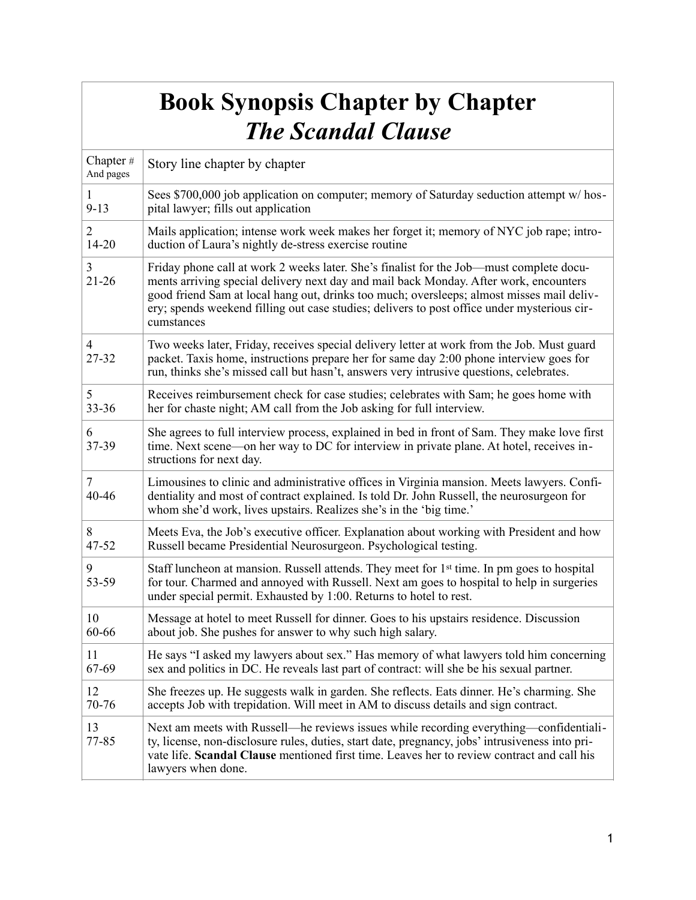# Book Synopsis Chapter by Chapter
# *The Scandal Clause*

| Chapter # And pages | Story line chapter by chapter |
|---|---|
| 1<br>9-13 | Sees $700,000 job application on computer; memory of Saturday seduction attempt w/ hospital lawyer; fills out application |
| 2<br>14-20 | Mails application; intense work week makes her forget it; memory of NYC job rape; introduction of Laura's nightly de-stress exercise routine |
| 3<br>21-26 | Friday phone call at work 2 weeks later. She's finalist for the Job—must complete documents arriving special delivery next day and mail back Monday. After work, encounters good friend Sam at local hang out, drinks too much; oversleeps; almost misses mail delivery; spends weekend filling out case studies; delivers to post office under mysterious circumstances |
| 4<br>27-32 | Two weeks later, Friday, receives special delivery letter at work from the Job. Must guard packet. Taxis home, instructions prepare her for same day 2:00 phone interview goes for run, thinks she's missed call but hasn't, answers very intrusive questions, celebrates. |
| 5<br>33-36 | Receives reimbursement check for case studies; celebrates with Sam; he goes home with her for chaste night; AM call from the Job asking for full interview. |
| 6<br>37-39 | She agrees to full interview process, explained in bed in front of Sam. They make love first time. Next scene—on her way to DC for interview in private plane. At hotel, receives instructions for next day. |
| 7<br>40-46 | Limousines to clinic and administrative offices in Virginia mansion. Meets lawyers. Confidentiality and most of contract explained. Is told Dr. John Russell, the neurosurgeon for whom she'd work, lives upstairs. Realizes she's in the 'big time.' |
| 8<br>47-52 | Meets Eva, the Job's executive officer. Explanation about working with President and how Russell became Presidential Neurosurgeon. Psychological testing. |
| 9<br>53-59 | Staff luncheon at mansion. Russell attends. They meet for 1st time. In pm goes to hospital for tour. Charmed and annoyed with Russell. Next am goes to hospital to help in surgeries under special permit. Exhausted by 1:00. Returns to hotel to rest. |
| 10<br>60-66 | Message at hotel to meet Russell for dinner. Goes to his upstairs residence. Discussion about job. She pushes for answer to why such high salary. |
| 11<br>67-69 | He says "I asked my lawyers about sex." Has memory of what lawyers told him concerning sex and politics in DC. He reveals last part of contract: will she be his sexual partner. |
| 12<br>70-76 | She freezes up. He suggests walk in garden. She reflects. Eats dinner. He's charming. She accepts Job with trepidation. Will meet in AM to discuss details and sign contract. |
| 13<br>77-85 | Next am meets with Russell—he reviews issues while recording everything—confidentiality, license, non-disclosure rules, duties, start date, pregnancy, jobs' intrusiveness into private life. **Scandal Clause** mentioned first time. Leaves her to review contract and call his lawyers when done. |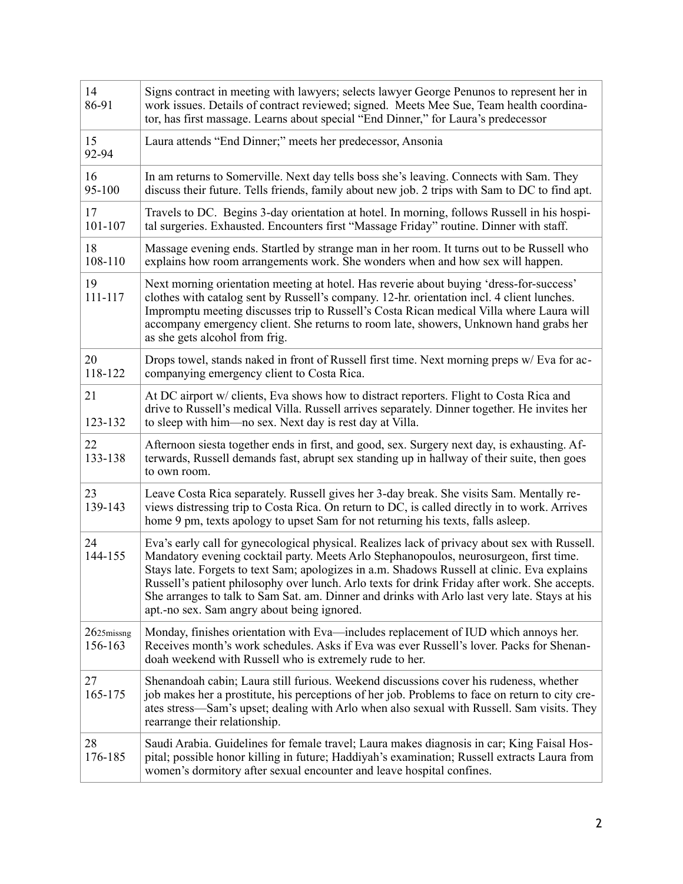| | |
|---|---|
| 14<br>86-91 | Signs contract in meeting with lawyers; selects lawyer George Penunos to represent her in work issues. Details of contract reviewed; signed. Meets Mee Sue, Team health coordinator, has first massage. Learns about special "End Dinner," for Laura's predecessor |
| 15<br>92-94 | Laura attends "End Dinner;" meets her predecessor, Ansonia |
| 16<br>95-100 | In am returns to Somerville. Next day tells boss she's leaving. Connects with Sam. They discuss their future. Tells friends, family about new job. 2 trips with Sam to DC to find apt. |
| 17<br>101-107 | Travels to DC. Begins 3-day orientation at hotel. In morning, follows Russell in his hospital surgeries. Exhausted. Encounters first "Massage Friday" routine. Dinner with staff. |
| 18<br>108-110 | Massage evening ends. Startled by strange man in her room. It turns out to be Russell who explains how room arrangements work. She wonders when and how sex will happen. |
| 19<br>111-117 | Next morning orientation meeting at hotel. Has reverie about buying 'dress-for-success' clothes with catalog sent by Russell's company. 12-hr. orientation incl. 4 client lunches. Impromptu meeting discusses trip to Russell's Costa Rican medical Villa where Laura will accompany emergency client. She returns to room late, showers, Unknown hand grabs her as she gets alcohol from frig. |
| 20<br>118-122 | Drops towel, stands naked in front of Russell first time. Next morning preps w/ Eva for accompanying emergency client to Costa Rica. |
| 21<br>123-132 | At DC airport w/ clients, Eva shows how to distract reporters. Flight to Costa Rica and drive to Russell's medical Villa. Russell arrives separately. Dinner together. He invites her to sleep with him—no sex. Next day is rest day at Villa. |
| 22<br>133-138 | Afternoon siesta together ends in first, and good, sex. Surgery next day, is exhausting. Afterwards, Russell demands fast, abrupt sex standing up in hallway of their suite, then goes to own room. |
| 23<br>139-143 | Leave Costa Rica separately. Russell gives her 3-day break. She visits Sam. Mentally reviews distressing trip to Costa Rica. On return to DC, is called directly in to work. Arrives home 9 pm, texts apology to upset Sam for not returning his texts, falls asleep. |
| 24<br>144-155 | Eva's early call for gynecological physical. Realizes lack of privacy about sex with Russell. Mandatory evening cocktail party. Meets Arlo Stephanopoulos, neurosurgeon, first time. Stays late. Forgets to text Sam; apologizes in a.m. Shadows Russell at clinic. Eva explains Russell's patient philosophy over lunch. Arlo texts for drink Friday after work. She accepts. She arranges to talk to Sam Sat. am. Dinner and drinks with Arlo last very late. Stays at his apt.-no sex. Sam angry about being ignored. |
| 26 25missng<br>156-163 | Monday, finishes orientation with Eva—includes replacement of IUD which annoys her. Receives month's work schedules. Asks if Eva was ever Russell's lover. Packs for Shenandoah weekend with Russell who is extremely rude to her. |
| 27<br>165-175 | Shenandoah cabin; Laura still furious. Weekend discussions cover his rudeness, whether job makes her a prostitute, his perceptions of her job. Problems to face on return to city creates stress—Sam's upset; dealing with Arlo when also sexual with Russell. Sam visits. They rearrange their relationship. |
| 28<br>176-185 | Saudi Arabia. Guidelines for female travel; Laura makes diagnosis in car; King Faisal Hospital; possible honor killing in future; Haddiyah's examination; Russell extracts Laura from women's dormitory after sexual encounter and leave hospital confines. |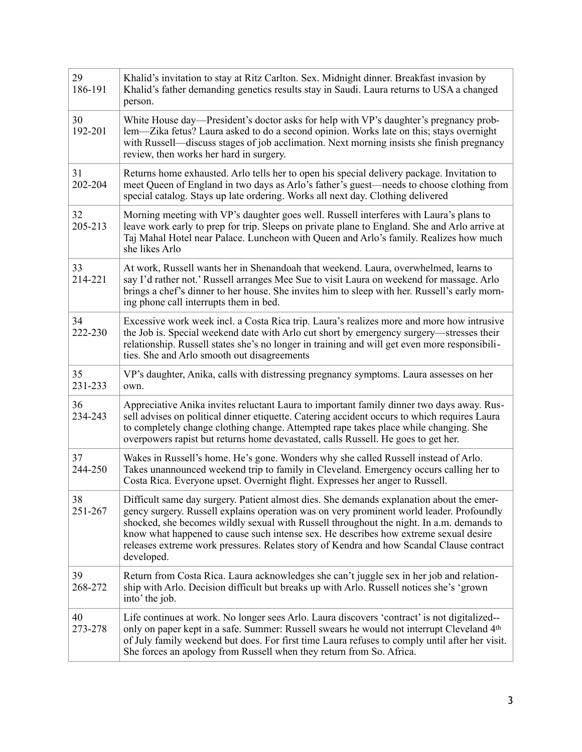| | |
|---|---|
| 29<br>186-191 | Khalid's invitation to stay at Ritz Carlton. Sex. Midnight dinner. Breakfast invasion by Khalid's father demanding genetics results stay in Saudi. Laura returns to USA a changed person. |
| 30<br>192-201 | White House day—President's doctor asks for help with VP's daughter's pregnancy problem—Zika fetus? Laura asked to do a second opinion. Works late on this; stays overnight with Russell—discuss stages of job acclimation. Next morning insists she finish pregnancy review, then works her hard in surgery. |
| 31<br>202-204 | Returns home exhausted. Arlo tells her to open his special delivery package. Invitation to meet Queen of England in two days as Arlo's father's guest—needs to choose clothing from special catalog. Stays up late ordering. Works all next day. Clothing delivered |
| 32<br>205-213 | Morning meeting with VP's daughter goes well. Russell interferes with Laura's plans to leave work early to prep for trip. Sleeps on private plane to England. She and Arlo arrive at Taj Mahal Hotel near Palace. Luncheon with Queen and Arlo's family. Realizes how much she likes Arlo |
| 33<br>214-221 | At work, Russell wants her in Shenandoah that weekend. Laura, overwhelmed, learns to say I'd rather not.' Russell arranges Mee Sue to visit Laura on weekend for massage. Arlo brings a chef's dinner to her house. She invites him to sleep with her. Russell's early morning phone call interrupts them in bed. |
| 34<br>222-230 | Excessive work week incl. a Costa Rica trip. Laura's realizes more and more how intrusive the Job is. Special weekend date with Arlo cut short by emergency surgery—stresses their relationship. Russell states she's no longer in training and will get even more responsibilities. She and Arlo smooth out disagreements |
| 35<br>231-233 | VP's daughter, Anika, calls with distressing pregnancy symptoms. Laura assesses on her own. |
| 36<br>234-243 | Appreciative Anika invites reluctant Laura to important family dinner two days away. Russell advises on political dinner etiquette. Catering accident occurs to which requires Laura to completely change clothing change. Attempted rape takes place while changing. She overpowers rapist but returns home devastated, calls Russell. He goes to get her. |
| 37<br>244-250 | Wakes in Russell's home. He's gone. Wonders why she called Russell instead of Arlo. Takes unannounced weekend trip to family in Cleveland. Emergency occurs calling her to Costa Rica. Everyone upset. Overnight flight. Expresses her anger to Russell. |
| 38<br>251-267 | Difficult same day surgery. Patient almost dies. She demands explanation about the emergency surgery. Russell explains operation was on very prominent world leader. Profoundly shocked, she becomes wildly sexual with Russell throughout the night. In a.m. demands to know what happened to cause such intense sex. He describes how extreme sexual desire releases extreme work pressures. Relates story of Kendra and how Scandal Clause contract developed. |
| 39<br>268-272 | Return from Costa Rica. Laura acknowledges she can't juggle sex in her job and relationship with Arlo. Decision difficult but breaks up with Arlo. Russell notices she's 'grown into' the job. |
| 40<br>273-278 | Life continues at work. No longer sees Arlo. Laura discovers 'contract' is not digitalized--only on paper kept in a safe. Summer: Russell swears he would not interrupt Cleveland 4th of July family weekend but does. For first time Laura refuses to comply until after her visit. She forces an apology from Russell when they return from So. Africa. |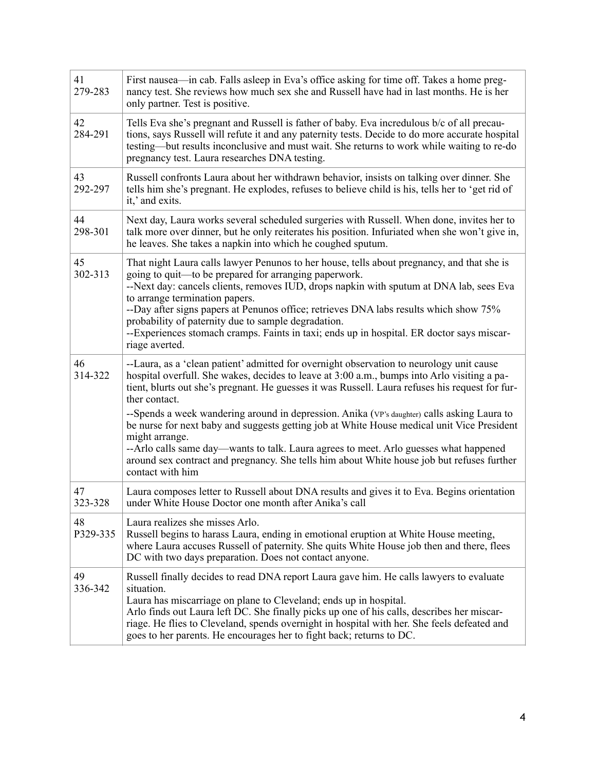| | |
|---|---|
| 41<br>279-283 | First nausea—in cab. Falls asleep in Eva's office asking for time off. Takes a home pregnancy test. She reviews how much sex she and Russell have had in last months. He is her only partner. Test is positive. |
| 42<br>284-291 | Tells Eva she's pregnant and Russell is father of baby. Eva incredulous b/c of all precautions, says Russell will refute it and any paternity tests. Decide to do more accurate hospital testing—but results inconclusive and must wait. She returns to work while waiting to re-do pregnancy test. Laura researches DNA testing. |
| 43<br>292-297 | Russell confronts Laura about her withdrawn behavior, insists on talking over dinner. She tells him she's pregnant. He explodes, refuses to believe child is his, tells her to 'get rid of it,' and exits. |
| 44<br>298-301 | Next day, Laura works several scheduled surgeries with Russell. When done, invites her to talk more over dinner, but he only reiterates his position. Infuriated when she won't give in, he leaves. She takes a napkin into which he coughed sputum. |
| 45<br>302-313 | That night Laura calls lawyer Penunos to her house, tells about pregnancy, and that she is going to quit—to be prepared for arranging paperwork.<br>--Next day: cancels clients, removes IUD, drops napkin with sputum at DNA lab, sees Eva to arrange termination papers.<br>--Day after signs papers at Penunos office; retrieves DNA labs results which show 75% probability of paternity due to sample degradation.<br>--Experiences stomach cramps. Faints in taxi; ends up in hospital. ER doctor says miscarriage averted. |
| 46<br>314-322 | --Laura, as a 'clean patient' admitted for overnight observation to neurology unit cause hospital overfull. She wakes, decides to leave at 3:00 a.m., bumps into Arlo visiting a patient, blurts out she's pregnant. He guesses it was Russell. Laura refuses his request for further contact.<br>--Spends a week wandering around in depression. Anika (VP's daughter) calls asking Laura to be nurse for next baby and suggests getting job at White House medical unit Vice President might arrange.<br>--Arlo calls same day—wants to talk. Laura agrees to meet. Arlo guesses what happened around sex contract and pregnancy. She tells him about White house job but refuses further contact with him |
| 47<br>323-328 | Laura composes letter to Russell about DNA results and gives it to Eva. Begins orientation under White House Doctor one month after Anika's call |
| 48<br>P329-335 | Laura realizes she misses Arlo.<br>Russell begins to harass Laura, ending in emotional eruption at White House meeting, where Laura accuses Russell of paternity. She quits White House job then and there, flees DC with two days preparation. Does not contact anyone. |
| 49<br>336-342 | Russell finally decides to read DNA report Laura gave him. He calls lawyers to evaluate situation.<br>Laura has miscarriage on plane to Cleveland; ends up in hospital.<br>Arlo finds out Laura left DC. She finally picks up one of his calls, describes her miscarriage. He flies to Cleveland, spends overnight in hospital with her. She feels defeated and goes to her parents. He encourages her to fight back; returns to DC. |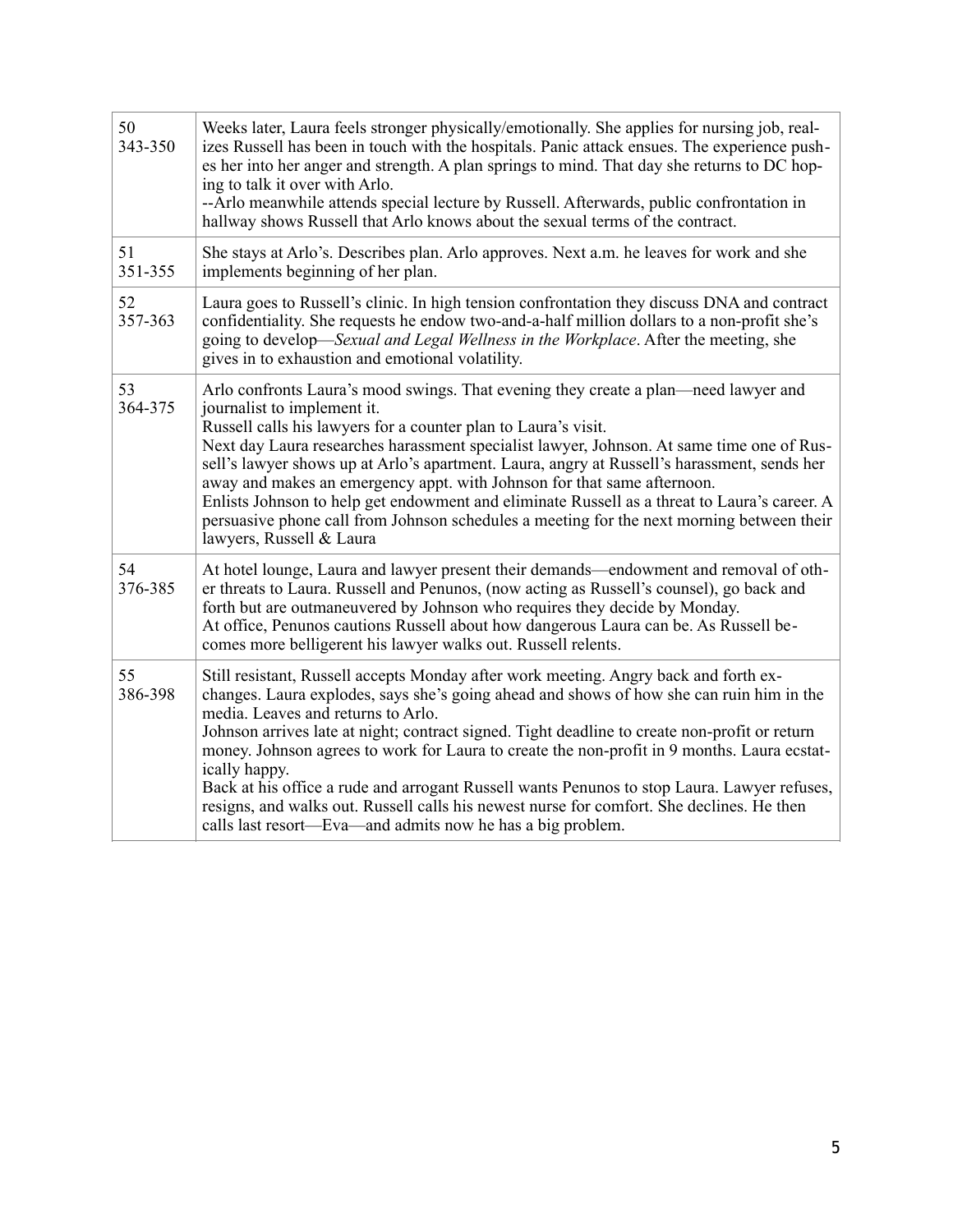| | |
|---|---|
| 50<br>343-350 | Weeks later, Laura feels stronger physically/emotionally. She applies for nursing job, realizes Russell has been in touch with the hospitals. Panic attack ensues. The experience pushes her into her anger and strength. A plan springs to mind. That day she returns to DC hoping to talk it over with Arlo.<br>--Arlo meanwhile attends special lecture by Russell. Afterwards, public confrontation in hallway shows Russell that Arlo knows about the sexual terms of the contract. |
| 51<br>351-355 | She stays at Arlo's. Describes plan. Arlo approves. Next a.m. he leaves for work and she implements beginning of her plan. |
| 52<br>357-363 | Laura goes to Russell's clinic. In high tension confrontation they discuss DNA and contract confidentiality. She requests he endow two-and-a-half million dollars to a non-profit she's going to develop—*Sexual and Legal Wellness in the Workplace*. After the meeting, she gives in to exhaustion and emotional volatility. |
| 53<br>364-375 | Arlo confronts Laura's mood swings. That evening they create a plan—need lawyer and journalist to implement it.<br>Russell calls his lawyers for a counter plan to Laura's visit.<br>Next day Laura researches harassment specialist lawyer, Johnson. At same time one of Russell's lawyer shows up at Arlo's apartment. Laura, angry at Russell's harassment, sends her away and makes an emergency appt. with Johnson for that same afternoon.<br>Enlists Johnson to help get endowment and eliminate Russell as a threat to Laura's career. A persuasive phone call from Johnson schedules a meeting for the next morning between their lawyers, Russell & Laura |
| 54<br>376-385 | At hotel lounge, Laura and lawyer present their demands—endowment and removal of other threats to Laura. Russell and Penunos, (now acting as Russell's counsel), go back and forth but are outmaneuvered by Johnson who requires they decide by Monday.<br>At office, Penunos cautions Russell about how dangerous Laura can be. As Russell becomes more belligerent his lawyer walks out. Russell relents. |
| 55<br>386-398 | Still resistant, Russell accepts Monday after work meeting. Angry back and forth exchanges. Laura explodes, says she's going ahead and shows of how she can ruin him in the media. Leaves and returns to Arlo.<br>Johnson arrives late at night; contract signed. Tight deadline to create non-profit or return money. Johnson agrees to work for Laura to create the non-profit in 9 months. Laura ecstatically happy.<br>Back at his office a rude and arrogant Russell wants Penunos to stop Laura. Lawyer refuses, resigns, and walks out. Russell calls his newest nurse for comfort. She declines. He then calls last resort—Eva—and admits now he has a big problem. |